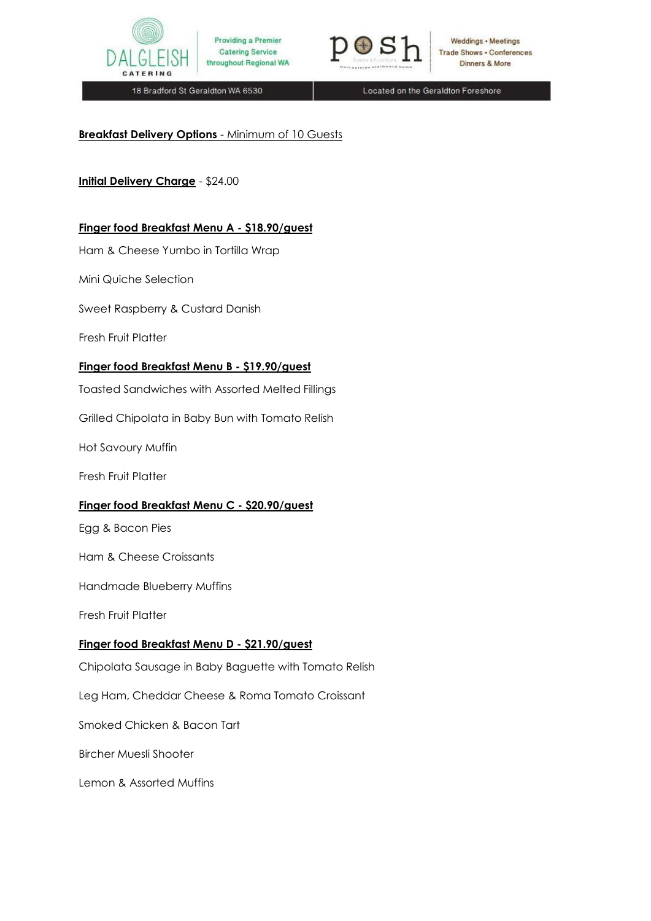Dalgleish Catering — Providing a Premier Catering Service throughout Regional WA

Posh — Weddings • Meetings • Trade Shows • Conferences • Dinners & More

18 Bradford St Geraldton WA 6530 | Located on the Geraldton Foreshore

**Breakfast Delivery Options** - Minimum of 10 Guests

**Initial Delivery Charge** - $24.00

**Finger food Breakfast Menu A - $18.90/guest**

Ham & Cheese Yumbo in Tortilla Wrap

Mini Quiche Selection

Sweet Raspberry & Custard Danish

Fresh Fruit Platter

**Finger food Breakfast Menu B - $19.90/guest**

Toasted Sandwiches with Assorted Melted Fillings

Grilled Chipolata in Baby Bun with Tomato Relish

Hot Savoury Muffin

Fresh Fruit Platter

**Finger food Breakfast Menu C - $20.90/guest**

Egg & Bacon Pies

Ham & Cheese Croissants

Handmade Blueberry Muffins

Fresh Fruit Platter

**Finger food Breakfast Menu D - $21.90/guest**

Chipolata Sausage in Baby Baguette with Tomato Relish

Leg Ham, Cheddar Cheese & Roma Tomato Croissant

Smoked Chicken & Bacon Tart

Bircher Muesli Shooter

Lemon & Assorted Muffins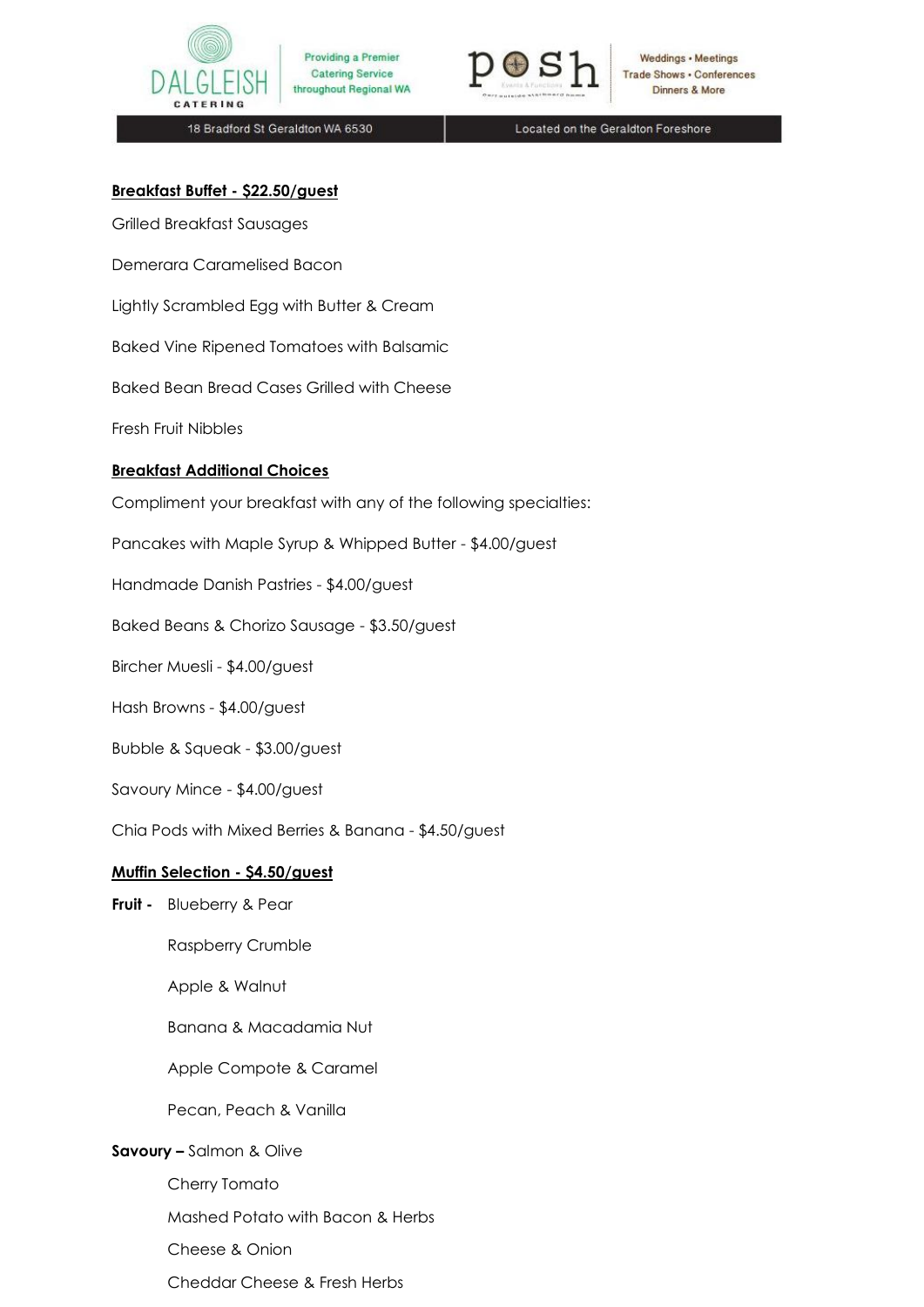**Breakfast Buffet - $22.50/guest**

Grilled Breakfast Sausages

Demerara Caramelised Bacon

Lightly Scrambled Egg with Butter & Cream

Baked Vine Ripened Tomatoes with Balsamic

Baked Bean Bread Cases Grilled with Cheese

Fresh Fruit Nibbles

**Breakfast Additional Choices**

Compliment your breakfast with any of the following specialties:

Pancakes with Maple Syrup & Whipped Butter - $4.00/guest

Handmade Danish Pastries - $4.00/guest

Baked Beans & Chorizo Sausage - $3.50/guest

Bircher Muesli - $4.00/guest

Hash Browns - $4.00/guest

Bubble & Squeak - $3.00/guest

Savoury Mince - $4.00/guest

Chia Pods with Mixed Berries & Banana - $4.50/guest

**Muffin Selection - $4.50/guest**

**Fruit -** Blueberry & Pear

Raspberry Crumble

Apple & Walnut

Banana & Macadamia Nut

Apple Compote & Caramel

Pecan, Peach & Vanilla

**Savoury –** Salmon & Olive

Cherry Tomato

Mashed Potato with Bacon & Herbs

Cheese & Onion

Cheddar Cheese & Fresh Herbs